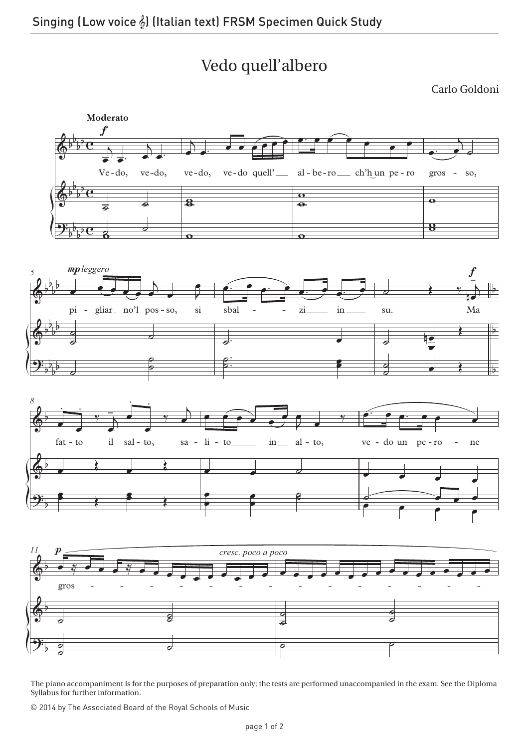# Vedo quell'albero

Carlo Goldoni

The piano accompaniment is for the purposes of preparation only; the tests are performed unaccompanied in the exam. See the Diploma Syllabus for further information.

© 2014 by The Associated Board of the Royal Schools of Music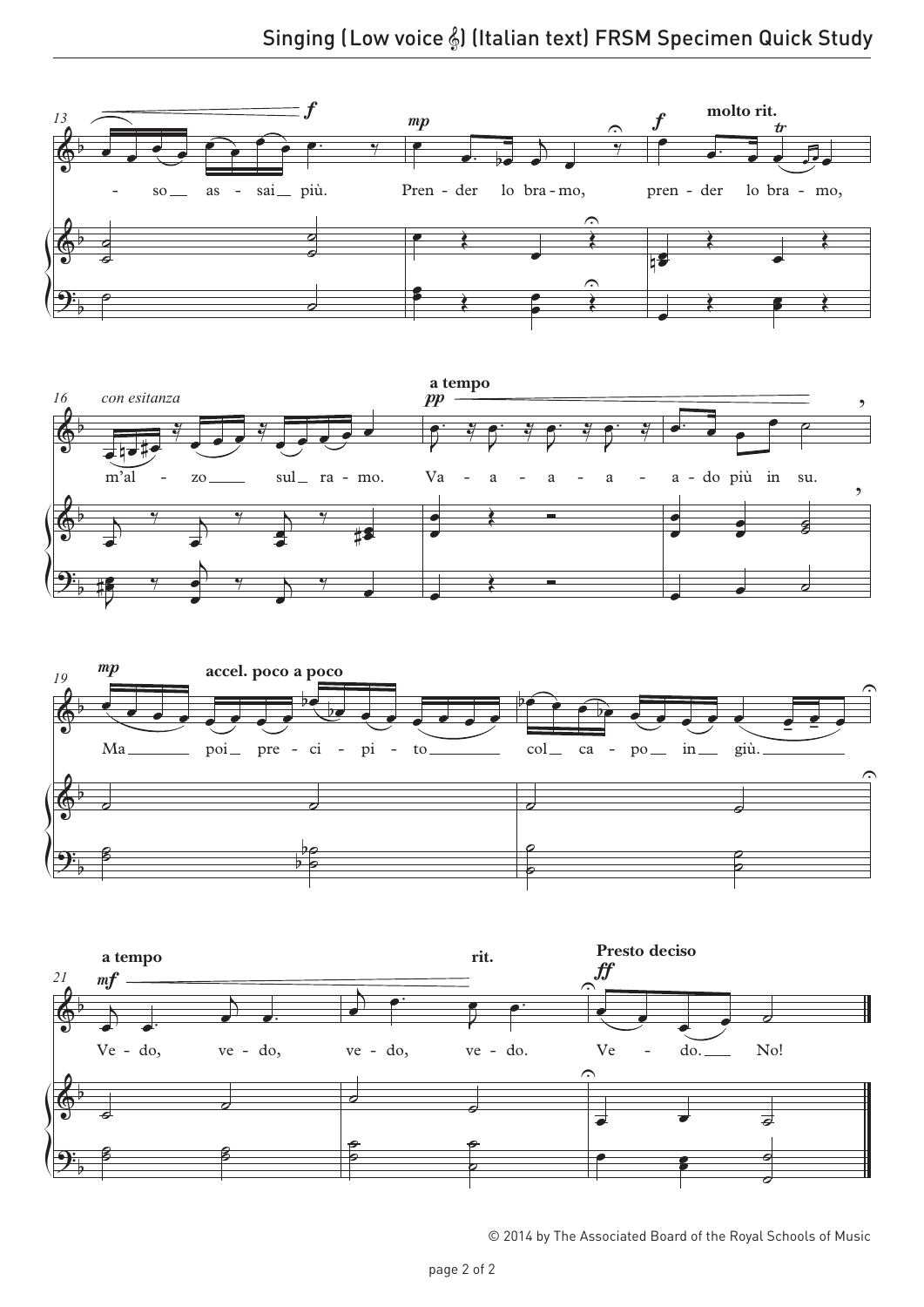© 2014 by The Associated Board of the Royal Schools of Music